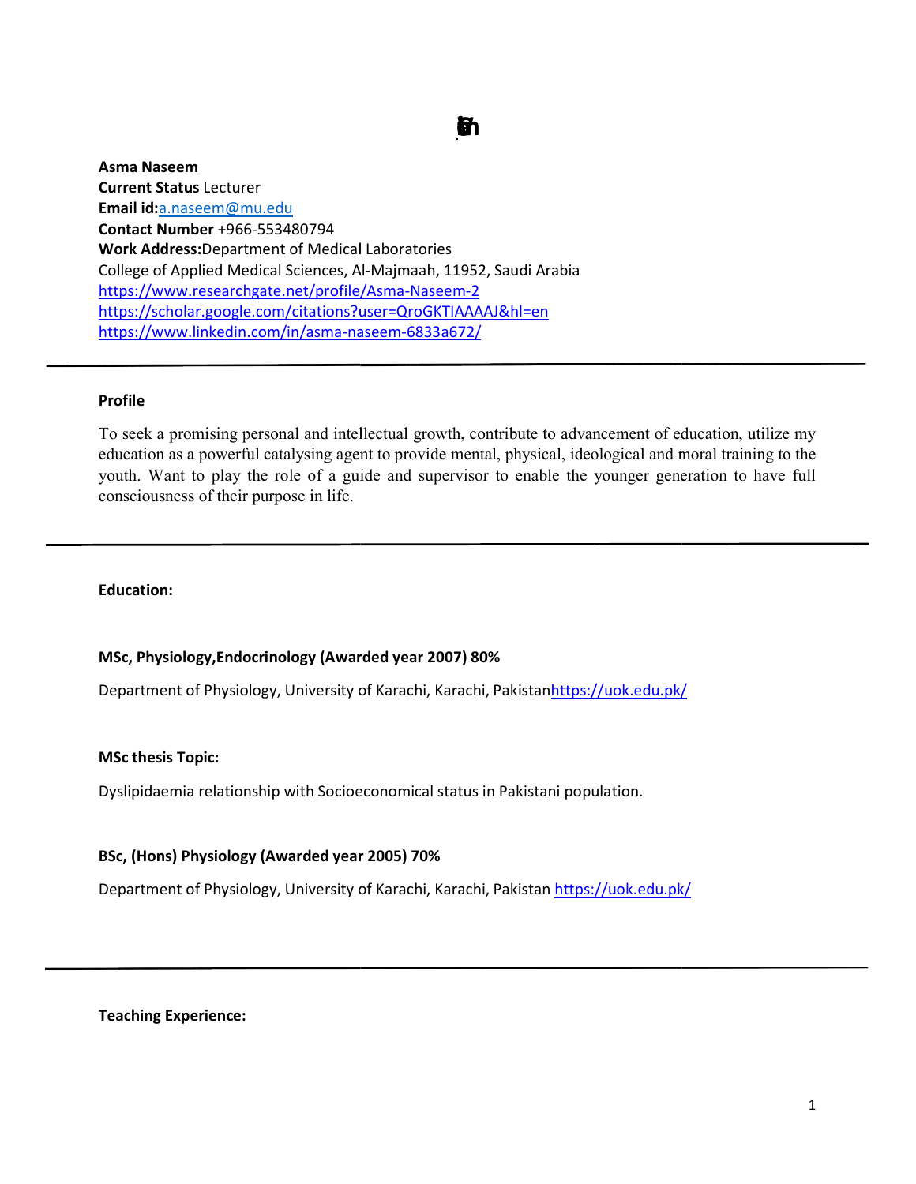**Asma Naseem**
**Current Status** Lecturer
**Email id:**a.naseem@mu.edu
**Contact Number** +966-553480794
**Work Address:**Department of Medical Laboratories
College of Applied Medical Sciences, Al-Majmaah, 11952, Saudi Arabia
https://www.researchgate.net/profile/Asma-Naseem-2
https://scholar.google.com/citations?user=QroGKTIAAAAJ&hl=en
https://www.linkedin.com/in/asma-naseem-6833a672/

---

**Profile**

To seek a promising personal and intellectual growth, contribute to advancement of education, utilize my education as a powerful catalysing agent to provide mental, physical, ideological and moral training to the youth. Want to play the role of a guide and supervisor to enable the younger generation to have full consciousness of their purpose in life.

---

**Education:**

**MSc, Physiology,Endocrinology (Awarded year 2007) 80%**

Department of Physiology, University of Karachi, Karachi, Pakistanhttps://uok.edu.pk/

**MSc thesis Topic:**

Dyslipidaemia relationship with Socioeconomical status in Pakistani population.

**BSc, (Hons) Physiology (Awarded year 2005) 70%**

Department of Physiology, University of Karachi, Karachi, Pakistan https://uok.edu.pk/

---

**Teaching Experience:**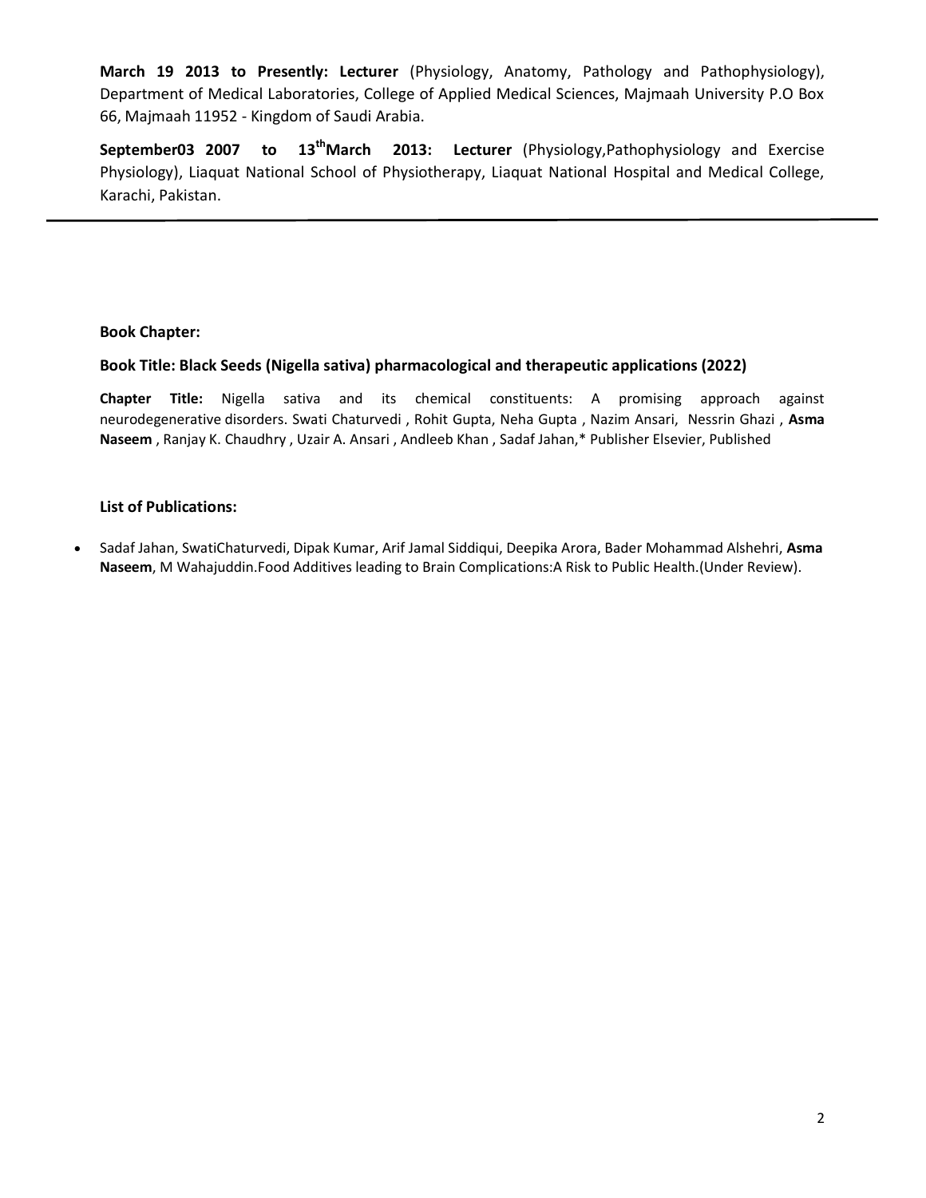**March 19 2013 to Presently: Lecturer** (Physiology, Anatomy, Pathology and Pathophysiology), Department of Medical Laboratories, College of Applied Medical Sciences, Majmaah University P.O Box 66, Majmaah 11952 - Kingdom of Saudi Arabia.

**September03 2007 to 13thMarch 2013: Lecturer** (Physiology,Pathophysiology and Exercise Physiology), Liaquat National School of Physiotherapy, Liaquat National Hospital and Medical College, Karachi, Pakistan.

---

**Book Chapter:**

**Book Title: Black Seeds (Nigella sativa) pharmacological and therapeutic applications (2022)**

**Chapter Title:** Nigella sativa and its chemical constituents: A promising approach against neurodegenerative disorders. Swati Chaturvedi , Rohit Gupta, Neha Gupta , Nazim Ansari, Nessrin Ghazi , **Asma Naseem** , Ranjay K. Chaudhry , Uzair A. Ansari , Andleeb Khan , Sadaf Jahan,* Publisher Elsevier, Published

**List of Publications:**

- Sadaf Jahan, SwatiChaturvedi, Dipak Kumar, Arif Jamal Siddiqui, Deepika Arora, Bader Mohammad Alshehri, **Asma Naseem**, M Wahajuddin.Food Additives leading to Brain Complications:A Risk to Public Health.(Under Review).